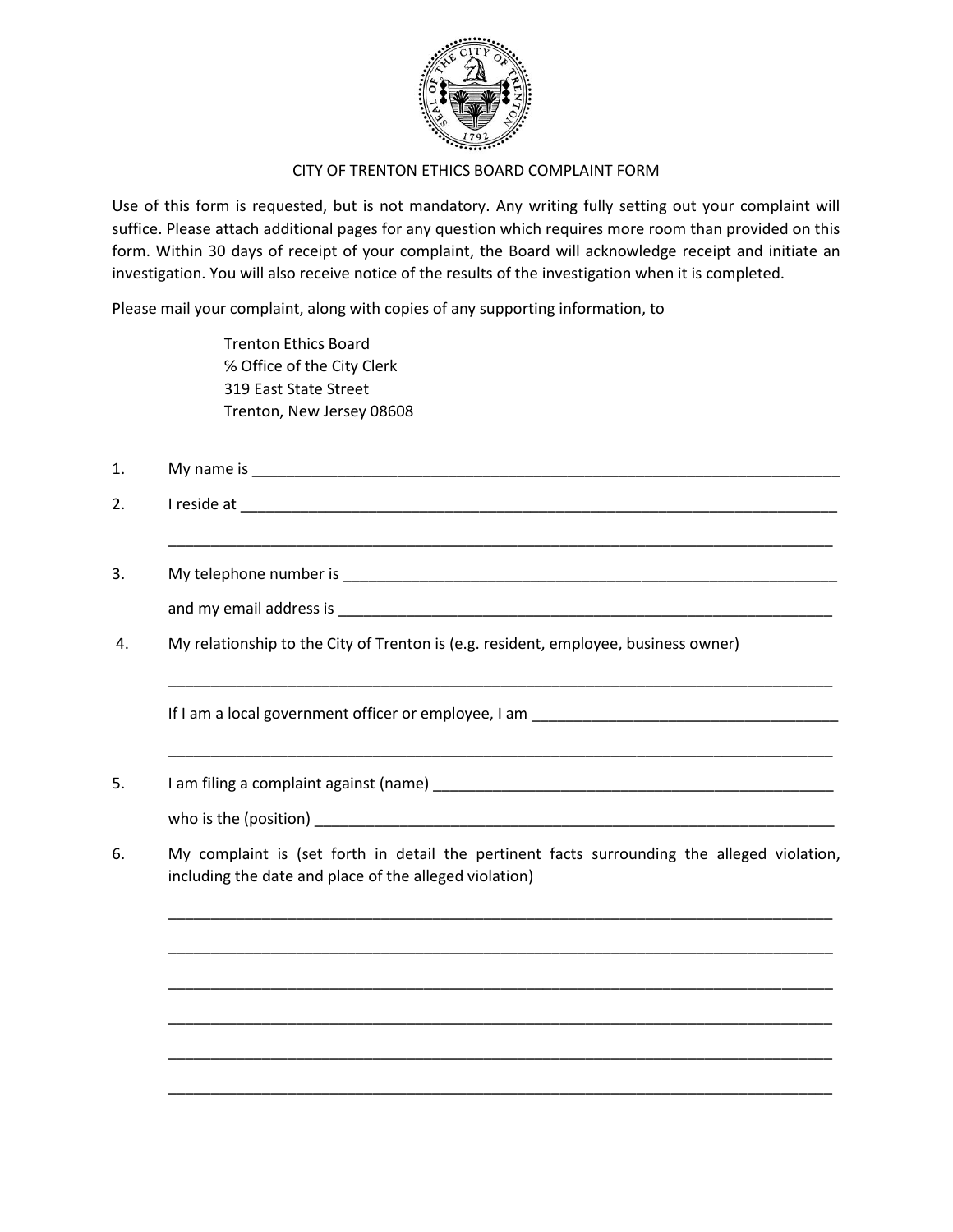# CITY OF TRENTON ETHICS BOARD COMPLAINT FORM

Use of this form is requested, but is not mandatory. Any writing fully setting out your complaint will suffice. Please attach additional pages for any question which requires more room than provided on this form. Within 30 days of receipt of your complaint, the Board will acknowledge receipt and initiate an investigation. You will also receive notice of the results of the investigation when it is completed.

Please mail your complaint, along with copies of any supporting information, to

Trenton Ethics Board
℅ Office of the City Clerk
319 East State Street
Trenton, New Jersey 08608

1. My name is ______________________________________________________________________

2. I reside at ______________________________________________________________________

   ______________________________________________________________________________

3. My telephone number is _______________________________________________________

   and my email address is _______________________________________________________

4. My relationship to the City of Trenton is (e.g. resident, employee, business owner)

   ______________________________________________________________________________

   If I am a local government officer or employee, I am ___________________________________

   ______________________________________________________________________________

5. I am filing a complaint against (name) ____________________________________________

   who is the (position) ___________________________________________________________

6. My complaint is (set forth in detail the pertinent facts surrounding the alleged violation, including the date and place of the alleged violation)

   ______________________________________________________________________________

   ______________________________________________________________________________

   ______________________________________________________________________________

   ______________________________________________________________________________

   ______________________________________________________________________________

   ______________________________________________________________________________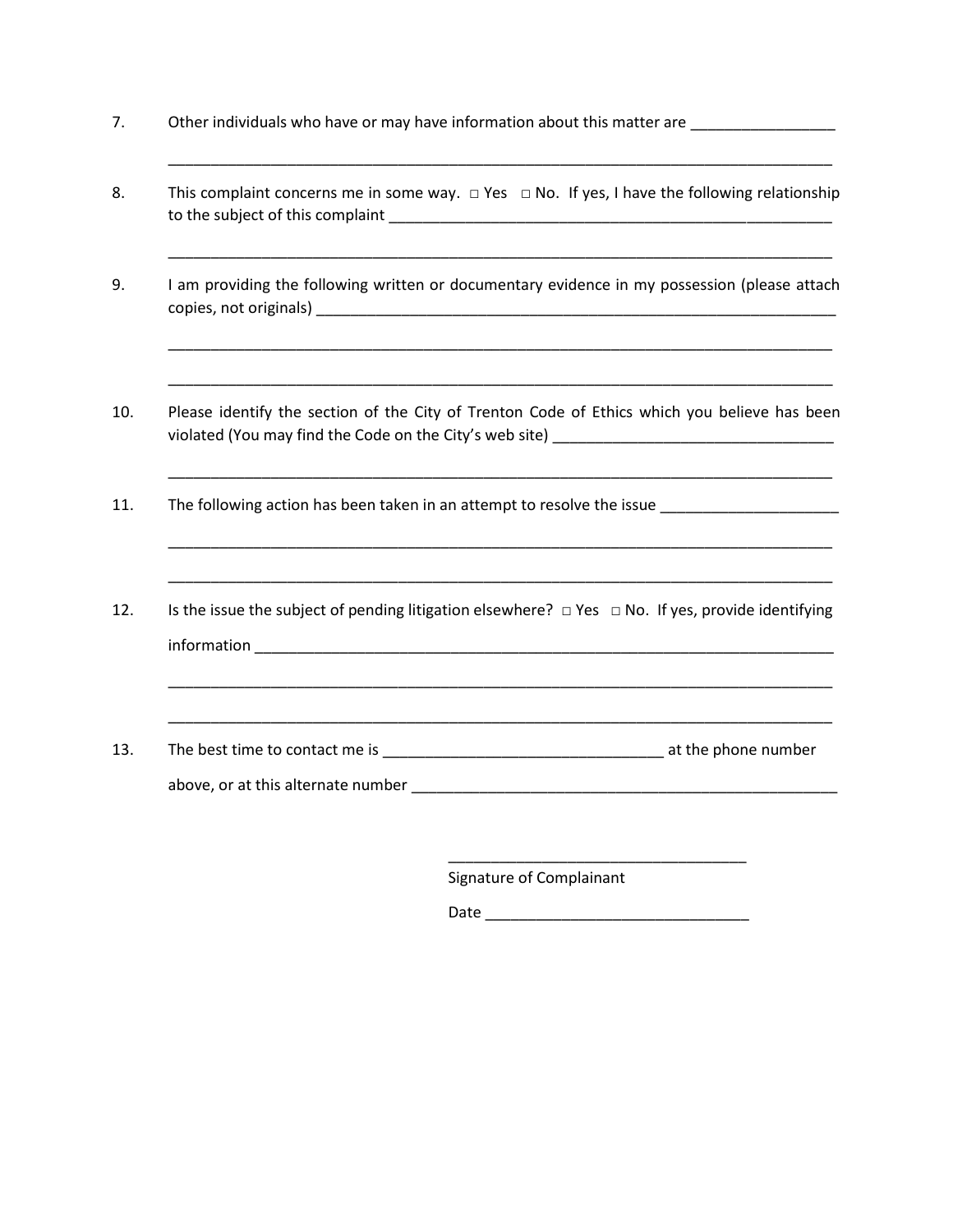7. Other individuals who have or may have information about this matter are _________________

   ________________________________________________________________________________

8. This complaint concerns me in some way. □ Yes □ No. If yes, I have the following relationship to the subject of this complaint _______________________________________________________

   ________________________________________________________________________________

9. I am providing the following written or documentary evidence in my possession (please attach copies, not originals) _________________________________________________________________

   ________________________________________________________________________________

   ________________________________________________________________________________

10. Please identify the section of the City of Trenton Code of Ethics which you believe has been violated (You may find the Code on the City's web site) _________________________________

    ________________________________________________________________________________

11. The following action has been taken in an attempt to resolve the issue _____________________

    ________________________________________________________________________________

    ________________________________________________________________________________

12. Is the issue the subject of pending litigation elsewhere? □ Yes □ No. If yes, provide identifying information _______________________________________________________________________

    ________________________________________________________________________________

    ________________________________________________________________________________

13. The best time to contact me is _________________________________ at the phone number above, or at this alternate number ____________________________________________________

___________________________________
Signature of Complainant

Date _______________________________